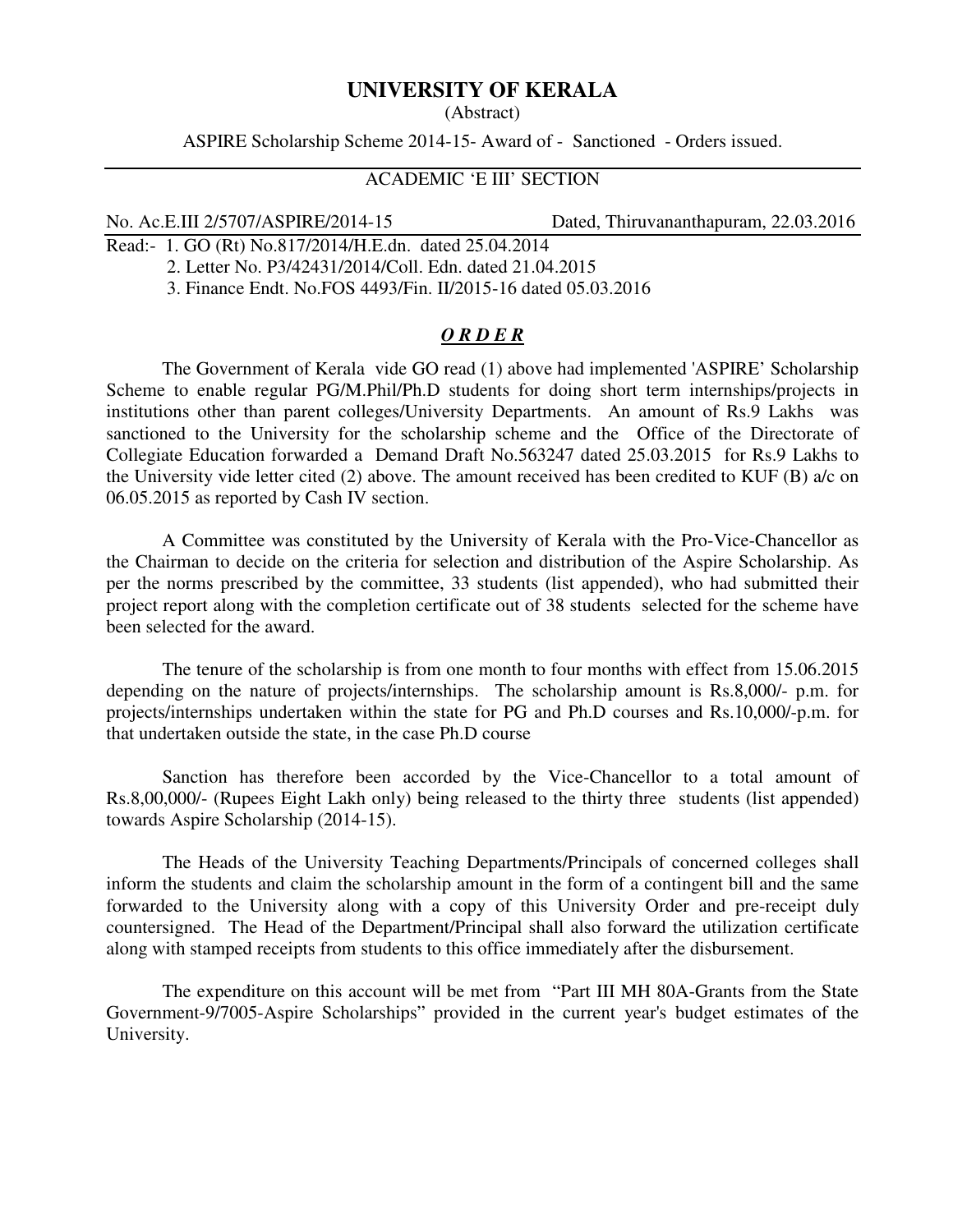# UNIVERSITY OF KERALA

(Abstract)

ASPIRE Scholarship Scheme 2014-15- Award of - Sanctioned - Orders issued.

---

ACADEMIC 'E III' SECTION

No. Ac.E.III 2/5707/ASPIRE/2014-15 Dated, Thiruvananthapuram, 22.03.2016

---

Read:- 1. GO (Rt) No.817/2014/H.E.dn. dated 25.04.2014

2. Letter No. P3/42431/2014/Coll. Edn. dated 21.04.2015

3. Finance Endt. No.FOS 4493/Fin. II/2015-16 dated 05.03.2016

## ***O R D E R***

The Government of Kerala vide GO read (1) above had implemented 'ASPIRE' Scholarship Scheme to enable regular PG/M.Phil/Ph.D students for doing short term internships/projects in institutions other than parent colleges/University Departments. An amount of Rs.9 Lakhs was sanctioned to the University for the scholarship scheme and the Office of the Directorate of Collegiate Education forwarded a Demand Draft No.563247 dated 25.03.2015 for Rs.9 Lakhs to the University vide letter cited (2) above. The amount received has been credited to KUF (B) a/c on 06.05.2015 as reported by Cash IV section.

A Committee was constituted by the University of Kerala with the Pro-Vice-Chancellor as the Chairman to decide on the criteria for selection and distribution of the Aspire Scholarship. As per the norms prescribed by the committee, 33 students (list appended), who had submitted their project report along with the completion certificate out of 38 students selected for the scheme have been selected for the award.

The tenure of the scholarship is from one month to four months with effect from 15.06.2015 depending on the nature of projects/internships. The scholarship amount is Rs.8,000/- p.m. for projects/internships undertaken within the state for PG and Ph.D courses and Rs.10,000/-p.m. for that undertaken outside the state, in the case Ph.D course

Sanction has therefore been accorded by the Vice-Chancellor to a total amount of Rs.8,00,000/- (Rupees Eight Lakh only) being released to the thirty three students (list appended) towards Aspire Scholarship (2014-15).

The Heads of the University Teaching Departments/Principals of concerned colleges shall inform the students and claim the scholarship amount in the form of a contingent bill and the same forwarded to the University along with a copy of this University Order and pre-receipt duly countersigned. The Head of the Department/Principal shall also forward the utilization certificate along with stamped receipts from students to this office immediately after the disbursement.

The expenditure on this account will be met from "Part III MH 80A-Grants from the State Government-9/7005-Aspire Scholarships" provided in the current year's budget estimates of the University.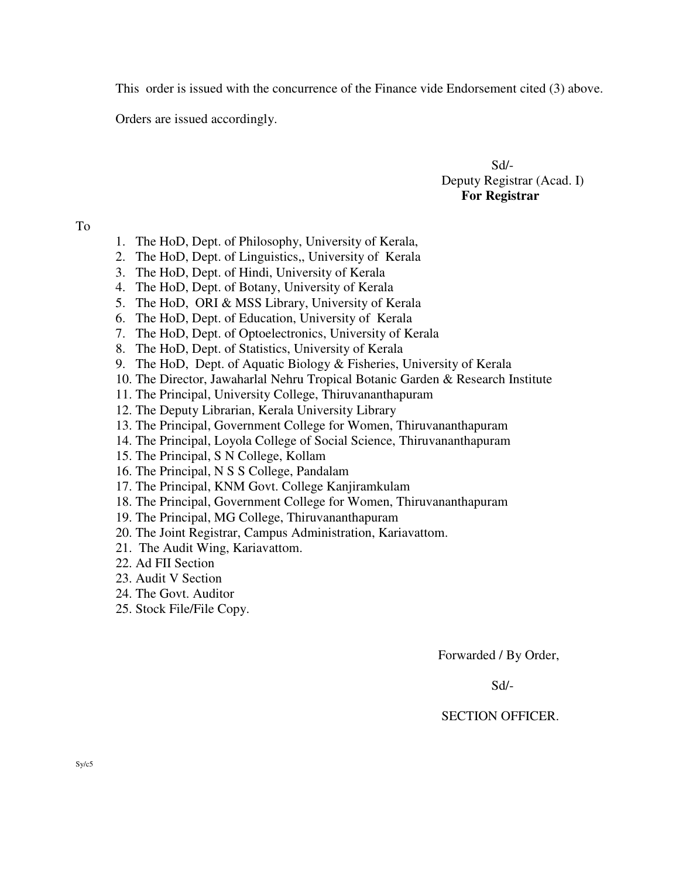This order is issued with the concurrence of the Finance vide Endorsement cited (3) above.

Orders are issued accordingly.

Sd/-
Deputy Registrar (Acad. I)
**For Registrar**

To

1. The HoD, Dept. of Philosophy, University of Kerala,
2. The HoD, Dept. of Linguistics,, University of Kerala
3. The HoD, Dept. of Hindi, University of Kerala
4. The HoD, Dept. of Botany, University of Kerala
5. The HoD, ORI & MSS Library, University of Kerala
6. The HoD, Dept. of Education, University of Kerala
7. The HoD, Dept. of Optoelectronics, University of Kerala
8. The HoD, Dept. of Statistics, University of Kerala
9. The HoD, Dept. of Aquatic Biology & Fisheries, University of Kerala
10. The Director, Jawaharlal Nehru Tropical Botanic Garden & Research Institute
11. The Principal, University College, Thiruvananthapuram
12. The Deputy Librarian, Kerala University Library
13. The Principal, Government College for Women, Thiruvananthapuram
14. The Principal, Loyola College of Social Science, Thiruvananthapuram
15. The Principal, S N College, Kollam
16. The Principal, N S S College, Pandalam
17. The Principal, KNM Govt. College Kanjiramkulam
18. The Principal, Government College for Women, Thiruvananthapuram
19. The Principal, MG College, Thiruvananthapuram
20. The Joint Registrar, Campus Administration, Kariavattom.
21. The Audit Wing, Kariavattom.
22. Ad FII Section
23. Audit V Section
24. The Govt. Auditor
25. Stock File/File Copy.

Forwarded / By Order,

Sd/-

SECTION OFFICER.

Sy/c5